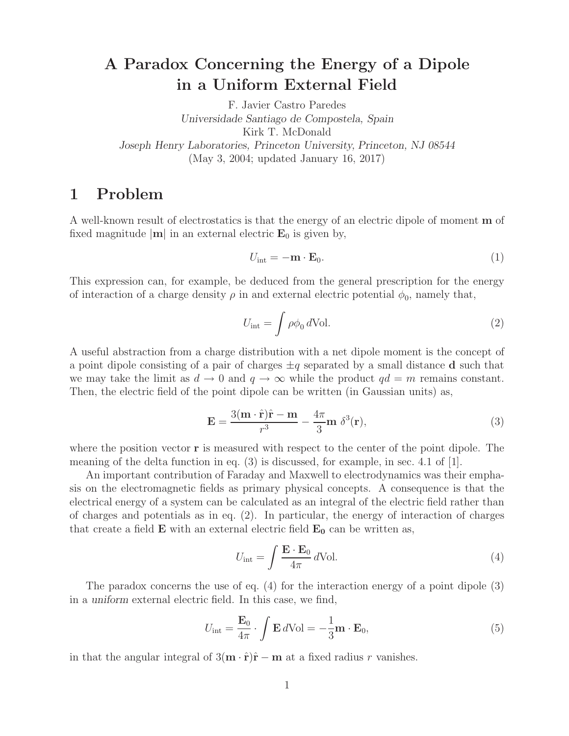# A Paradox Concerning the Energy of a Dipole in a Uniform External Field

F. Javier Castro Paredes
*Universidade Santiago de Compostela, Spain*
Kirk T. McDonald
*Joseph Henry Laboratories, Princeton University, Princeton, NJ 08544*
(May 3, 2004; updated January 16, 2017)

## 1 Problem

A well-known result of electrostatics is that the energy of an electric dipole of moment $\mathbf{m}$ of fixed magnitude $|\mathbf{m}|$ in an external electric $\mathbf{E}_0$ is given by,

$$U_{\rm int} = -\mathbf{m} \cdot \mathbf{E}_0. \tag{1}$$

This expression can, for example, be deduced from the general prescription for the energy of interaction of a charge density $\rho$ in and external electric potential $\phi_0$, namely that,

$$U_{\rm int} = \int \rho \phi_0 \, d\text{Vol}. \tag{2}$$

A useful abstraction from a charge distribution with a net dipole moment is the concept of a point dipole consisting of a pair of charges $\pm q$ separated by a small distance $\mathbf{d}$ such that we may take the limit as $d \to 0$ and $q \to \infty$ while the product $qd = m$ remains constant. Then, the electric field of the point dipole can be written (in Gaussian units) as,

$$\mathbf{E} = \frac{3(\mathbf{m} \cdot \hat{\mathbf{r}})\hat{\mathbf{r}} - \mathbf{m}}{r^3} - \frac{4\pi}{3}\mathbf{m} \; \delta^3(\mathbf{r}), \tag{3}$$

where the position vector $\mathbf{r}$ is measured with respect to the center of the point dipole. The meaning of the delta function in eq. (3) is discussed, for example, in sec. 4.1 of [1].

An important contribution of Faraday and Maxwell to electrodynamics was their emphasis on the electromagnetic fields as primary physical concepts. A consequence is that the electrical energy of a system can be calculated as an integral of the electric field rather than of charges and potentials as in eq. (2). In particular, the energy of interaction of charges that create a field $\mathbf{E}$ with an external electric field $\mathbf{E_0}$ can be written as,

$$U_{\rm int} = \int \frac{\mathbf{E} \cdot \mathbf{E}_0}{4\pi} \, d\text{Vol}. \tag{4}$$

The paradox concerns the use of eq. (4) for the interaction energy of a point dipole (3) in a *uniform* external electric field. In this case, we find,

$$U_{\rm int} = \frac{\mathbf{E}_0}{4\pi} \cdot \int \mathbf{E} \, d\text{Vol} = -\frac{1}{3}\mathbf{m} \cdot \mathbf{E}_0, \tag{5}$$

in that the angular integral of $3(\mathbf{m} \cdot \hat{\mathbf{r}})\hat{\mathbf{r}} - \mathbf{m}$ at a fixed radius $r$ vanishes.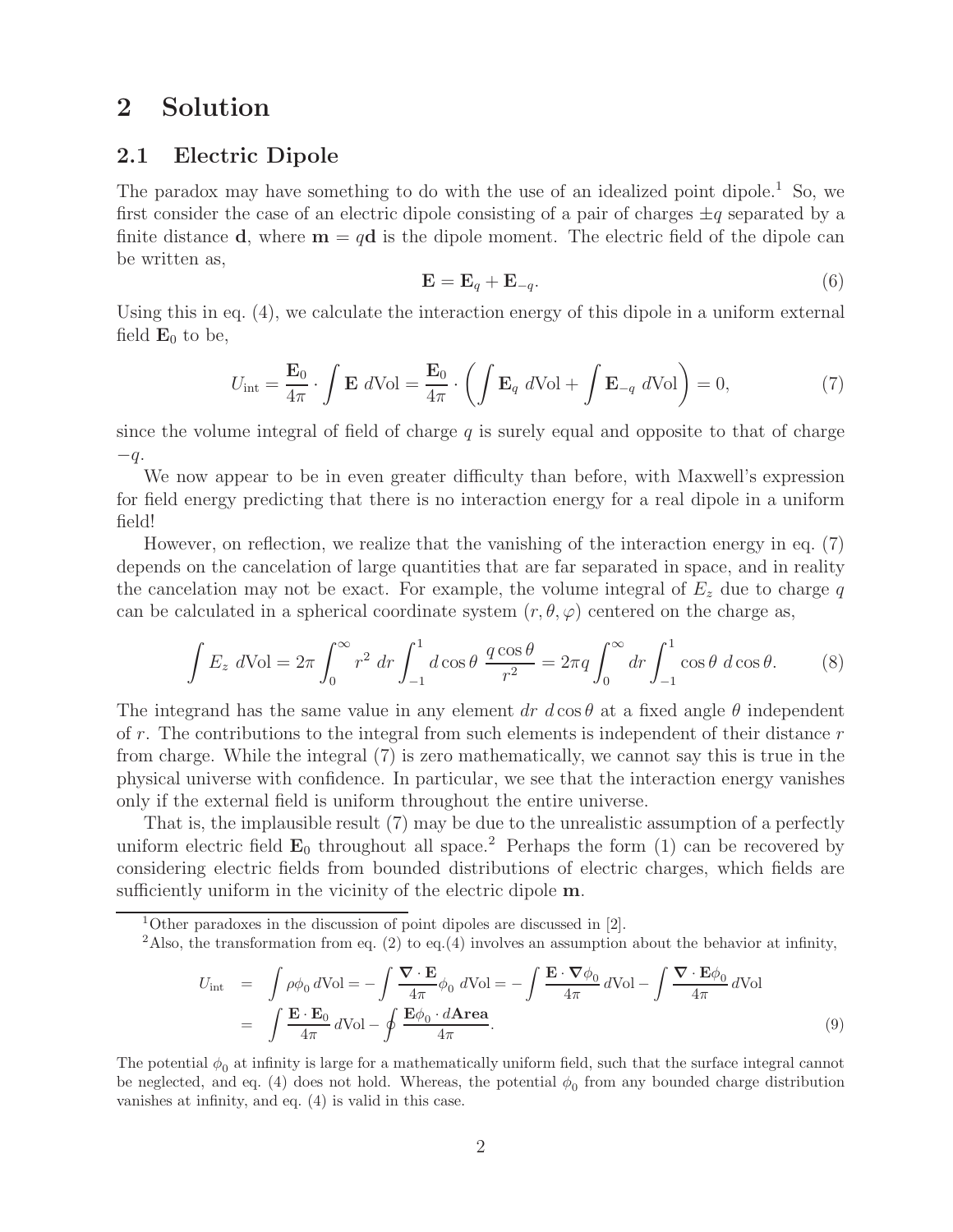# 2 Solution

## 2.1 Electric Dipole

The paradox may have something to do with the use of an idealized point dipole.[1] So, we first consider the case of an electric dipole consisting of a pair of charges $\pm q$ separated by a finite distance $\mathbf{d}$, where $\mathbf{m} = q\mathbf{d}$ is the dipole moment. The electric field of the dipole can be written as,

$$\mathbf{E} = \mathbf{E}_q + \mathbf{E}_{-q}. \tag{6}$$

Using this in eq. (4), we calculate the interaction energy of this dipole in a uniform external field $\mathbf{E}_0$ to be,

$$U_{\rm int} = \frac{\mathbf{E}_0}{4\pi} \cdot \int \mathbf{E}\ d{\rm Vol} = \frac{\mathbf{E}_0}{4\pi} \cdot \left( \int \mathbf{E}_q\ d{\rm Vol} + \int \mathbf{E}_{-q}\ d{\rm Vol} \right) = 0, \tag{7}$$

since the volume integral of field of charge $q$ is surely equal and opposite to that of charge $-q$.

We now appear to be in even greater difficulty than before, with Maxwell's expression for field energy predicting that there is no interaction energy for a real dipole in a uniform field!

However, on reflection, we realize that the vanishing of the interaction energy in eq. (7) depends on the cancelation of large quantities that are far separated in space, and in reality the cancelation may not be exact. For example, the volume integral of $E_z$ due to charge $q$ can be calculated in a spherical coordinate system $(r, \theta, \varphi)$ centered on the charge as,

$$\int E_z\ d{\rm Vol} = 2\pi \int_0^\infty r^2\ dr \int_{-1}^1 d\cos\theta\ \frac{q\cos\theta}{r^2} = 2\pi q \int_0^\infty dr \int_{-1}^1 \cos\theta\ d\cos\theta. \tag{8}$$

The integrand has the same value in any element $dr\ d\cos\theta$ at a fixed angle $\theta$ independent of $r$. The contributions to the integral from such elements is independent of their distance $r$ from charge. While the integral (7) is zero mathematically, we cannot say this is true in the physical universe with confidence. In particular, we see that the interaction energy vanishes only if the external field is uniform throughout the entire universe.

That is, the implausible result (7) may be due to the unrealistic assumption of a perfectly uniform electric field $\mathbf{E}_0$ throughout all space.[2] Perhaps the form (1) can be recovered by considering electric fields from bounded distributions of electric charges, which fields are sufficiently uniform in the vicinity of the electric dipole $\mathbf{m}$.

---

[1] Other paradoxes in the discussion of point dipoles are discussed in [2].

[2] Also, the transformation from eq. (2) to eq.(4) involves an assumption about the behavior at infinity,

$$\begin{aligned}
U_{\rm int} &= \int \rho\phi_0\, d{\rm Vol} = -\int \frac{\boldsymbol{\nabla}\cdot\mathbf{E}}{4\pi}\phi_0\ d{\rm Vol} = -\int \frac{\mathbf{E}\cdot\boldsymbol{\nabla}\phi_0}{4\pi}\, d{\rm Vol} - \int \frac{\boldsymbol{\nabla}\cdot\mathbf{E}\phi_0}{4\pi}\, d{\rm Vol} \\
&= \int \frac{\mathbf{E}\cdot\mathbf{E}_0}{4\pi}\, d{\rm Vol} - \oint \frac{\mathbf{E}\phi_0\cdot d\mathbf{Area}}{4\pi}.
\end{aligned} \tag{9}$$

The potential $\phi_0$ at infinity is large for a mathematically uniform field, such that the surface integral cannot be neglected, and eq. (4) does not hold. Whereas, the potential $\phi_0$ from any bounded charge distribution vanishes at infinity, and eq. (4) is valid in this case.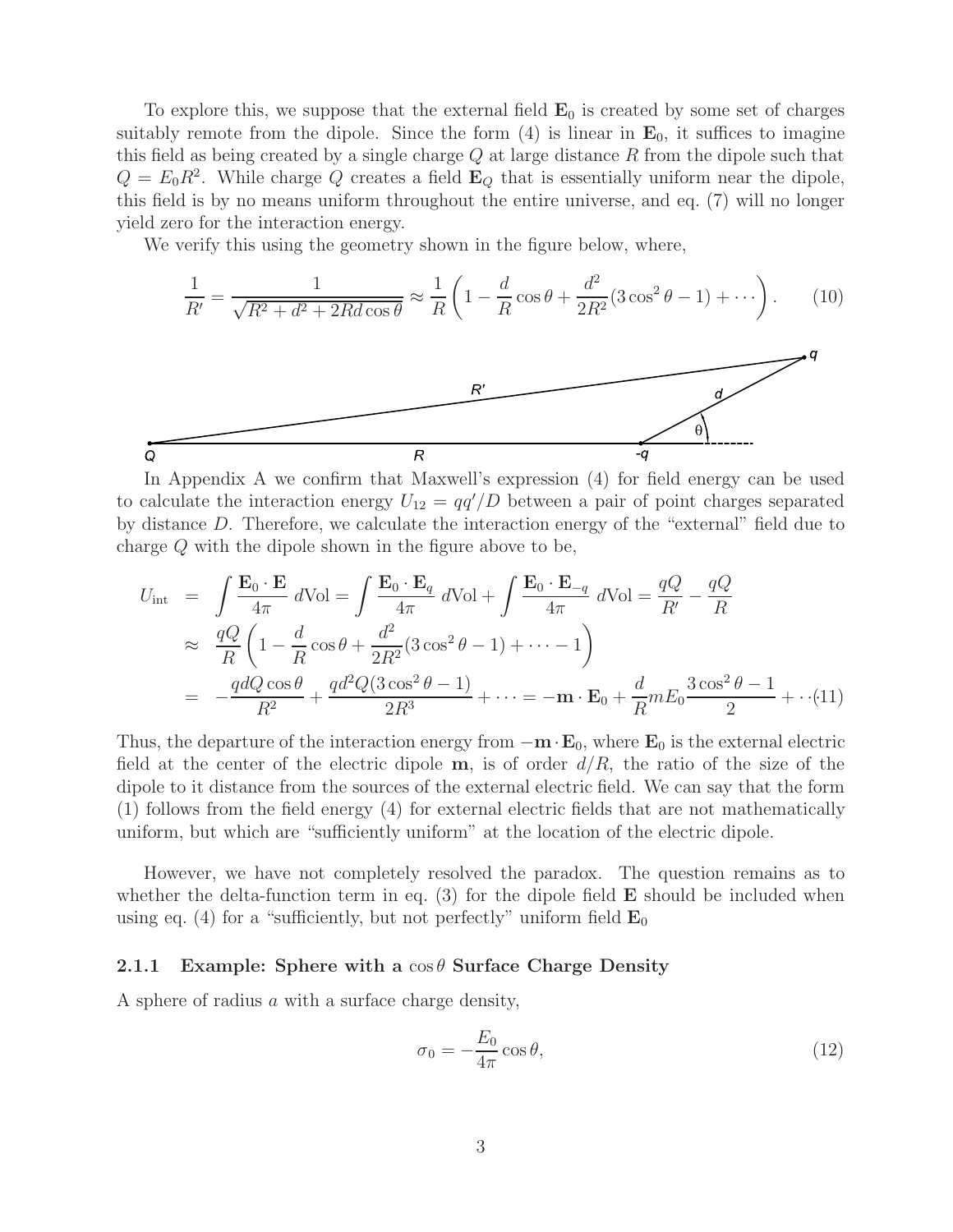To explore this, we suppose that the external field $\mathbf{E}_0$ is created by some set of charges suitably remote from the dipole. Since the form (4) is linear in $\mathbf{E}_0$, it suffices to imagine this field as being created by a single charge $Q$ at large distance $R$ from the dipole such that $Q = E_0 R^2$. While charge $Q$ creates a field $\mathbf{E}_Q$ that is essentially uniform near the dipole, this field is by no means uniform throughout the entire universe, and eq. (7) will no longer yield zero for the interaction energy.

We verify this using the geometry shown in the figure below, where,

$$\frac{1}{R'} = \frac{1}{\sqrt{R^2 + d^2 + 2Rd\cos\theta}} \approx \frac{1}{R}\left(1 - \frac{d}{R}\cos\theta + \frac{d^2}{2R^2}(3\cos^2\theta - 1) + \cdots\right). \qquad (10)$$

In Appendix A we confirm that Maxwell's expression (4) for field energy can be used to calculate the interaction energy $U_{12} = qq'/D$ between a pair of point charges separated by distance $D$. Therefore, we calculate the interaction energy of the "external" field due to charge $Q$ with the dipole shown in the figure above to be,

$$\begin{aligned}
U_{\rm int} &= \int \frac{\mathbf{E}_0 \cdot \mathbf{E}}{4\pi}\, d{\rm Vol} = \int \frac{\mathbf{E}_0 \cdot \mathbf{E}_q}{4\pi}\, d{\rm Vol} + \int \frac{\mathbf{E}_0 \cdot \mathbf{E}_{-q}}{4\pi}\, d{\rm Vol} = \frac{qQ}{R'} - \frac{qQ}{R} \\
&\approx \frac{qQ}{R}\left(1 - \frac{d}{R}\cos\theta + \frac{d^2}{2R^2}(3\cos^2\theta - 1) + \cdots - 1\right) \\
&= -\frac{qdQ\cos\theta}{R^2} + \frac{qd^2Q(3\cos^2\theta - 1)}{2R^3} + \cdots = -\mathbf{m}\cdot\mathbf{E}_0 + \frac{d}{R} m E_0 \frac{3\cos^2\theta - 1}{2} + \cdots (11)
\end{aligned}$$

Thus, the departure of the interaction energy from $-\mathbf{m}\cdot\mathbf{E}_0$, where $\mathbf{E}_0$ is the external electric field at the center of the electric dipole $\mathbf{m}$, is of order $d/R$, the ratio of the size of the dipole to it distance from the sources of the external electric field. We can say that the form (1) follows from the field energy (4) for external electric fields that are not mathematically uniform, but which are "sufficiently uniform" at the location of the electric dipole.

However, we have not completely resolved the paradox. The question remains as to whether the delta-function term in eq. (3) for the dipole field $\mathbf{E}$ should be included when using eq. (4) for a "sufficiently, but not perfectly" uniform field $\mathbf{E}_0$

### 2.1.1 Example: Sphere with a $\cos\theta$ Surface Charge Density

A sphere of radius $a$ with a surface charge density,

$$\sigma_0 = -\frac{E_0}{4\pi}\cos\theta, \qquad (12)$$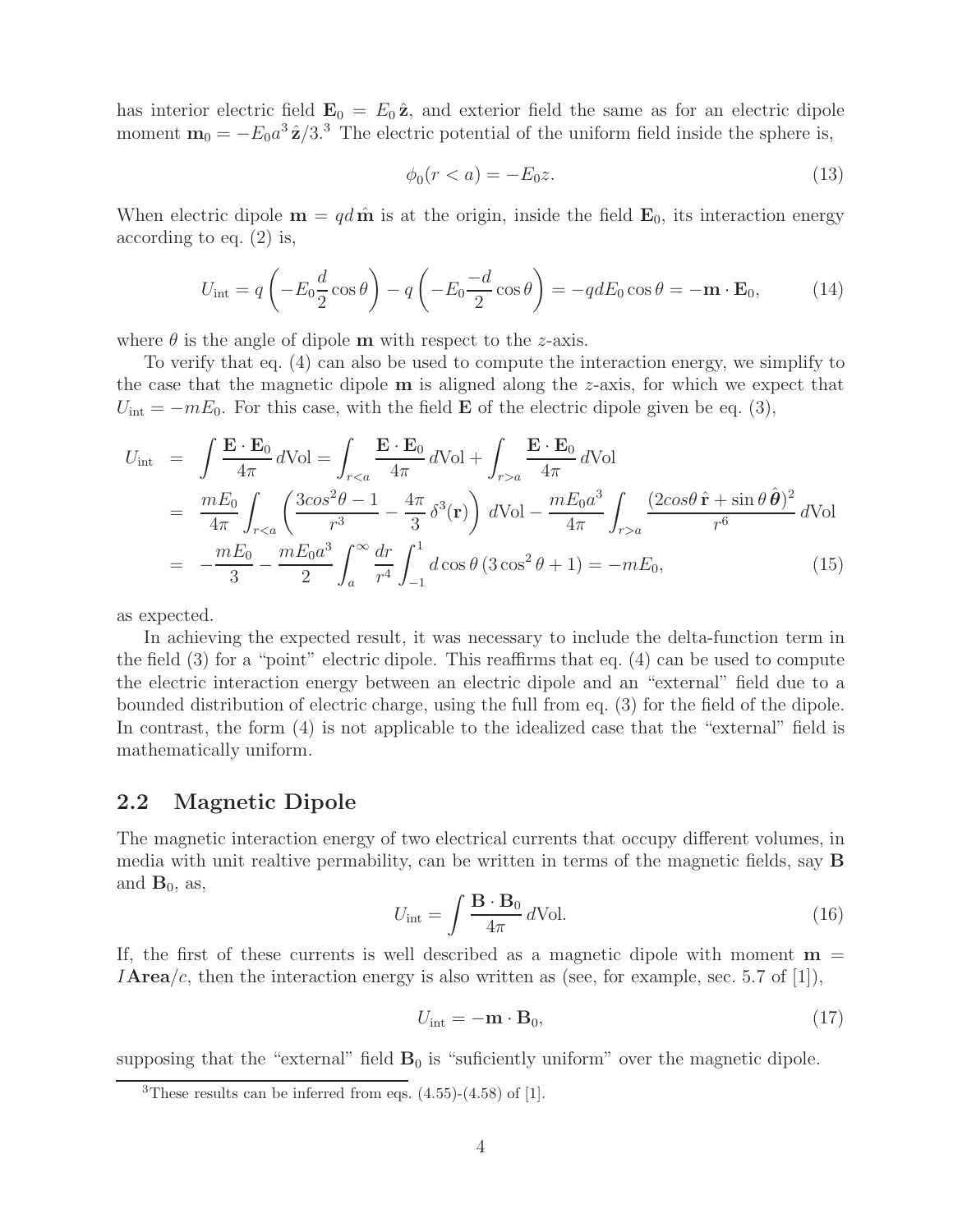has interior electric field $\mathbf{E}_0 = E_0\,\hat{\mathbf{z}}$, and exterior field the same as for an electric dipole moment $\mathbf{m}_0 = -E_0 a^3\,\hat{\mathbf{z}}/3$.[3] The electric potential of the uniform field inside the sphere is,

$$\phi_0(r < a) = -E_0 z. \tag{13}$$

When electric dipole $\mathbf{m} = qd\,\hat{\mathbf{m}}$ is at the origin, inside the field $\mathbf{E}_0$, its interaction energy according to eq. (2) is,

$$U_{\rm int} = q\left(-E_0 \frac{d}{2}\cos\theta\right) - q\left(-E_0 \frac{-d}{2}\cos\theta\right) = -qdE_0\cos\theta = -\mathbf{m}\cdot\mathbf{E}_0, \tag{14}$$

where $\theta$ is the angle of dipole $\mathbf{m}$ with respect to the $z$-axis.

To verify that eq. (4) can also be used to compute the interaction energy, we simplify to the case that the magnetic dipole $\mathbf{m}$ is aligned along the $z$-axis, for which we expect that $U_{\rm int} = -mE_0$. For this case, with the field $\mathbf{E}$ of the electric dipole given be eq. (3),

$$\begin{aligned}
U_{\rm int} &= \int \frac{\mathbf{E}\cdot\mathbf{E}_0}{4\pi}\,d\mathrm{Vol} = \int_{r<a} \frac{\mathbf{E}\cdot\mathbf{E}_0}{4\pi}\,d\mathrm{Vol} + \int_{r>a} \frac{\mathbf{E}\cdot\mathbf{E}_0}{4\pi}\,d\mathrm{Vol} \\
&= \frac{mE_0}{4\pi}\int_{r<a}\left(\frac{3cos^2\theta - 1}{r^3} - \frac{4\pi}{3}\,\delta^3(\mathbf{r})\right)d\mathrm{Vol} - \frac{mE_0 a^3}{4\pi}\int_{r>a}\frac{(2cos\theta\,\hat{\mathbf{r}} + \sin\theta\,\hat{\boldsymbol{\theta}})^2}{r^6}\,d\mathrm{Vol} \\
&= -\frac{mE_0}{3} - \frac{mE_0 a^3}{2}\int_a^\infty \frac{dr}{r^4}\int_{-1}^1 d\cos\theta\,(3\cos^2\theta + 1) = -mE_0,
\end{aligned} \tag{15}$$

as expected.

In achieving the expected result, it was necessary to include the delta-function term in the field (3) for a "point" electric dipole. This reaffirms that eq. (4) can be used to compute the electric interaction energy between an electric dipole and an "external" field due to a bounded distribution of electric charge, using the full from eq. (3) for the field of the dipole. In contrast, the form (4) is not applicable to the idealized case that the "external" field is mathematically uniform.

## 2.2 Magnetic Dipole

The magnetic interaction energy of two electrical currents that occupy different volumes, in media with unit realtive permability, can be written in terms of the magnetic fields, say $\mathbf{B}$ and $\mathbf{B}_0$, as,

$$U_{\rm int} = \int \frac{\mathbf{B}\cdot\mathbf{B}_0}{4\pi}\,d\mathrm{Vol}. \tag{16}$$

If, the first of these currents is well described as a magnetic dipole with moment $\mathbf{m} = I\mathbf{Area}/c$, then the interaction energy is also written as (see, for example, sec. 5.7 of [1]),

$$U_{\rm int} = -\mathbf{m}\cdot\mathbf{B}_0, \tag{17}$$

supposing that the "external" field $\mathbf{B}_0$ is "suficiently uniform" over the magnetic dipole.

[3] These results can be inferred from eqs. (4.55)-(4.58) of [1].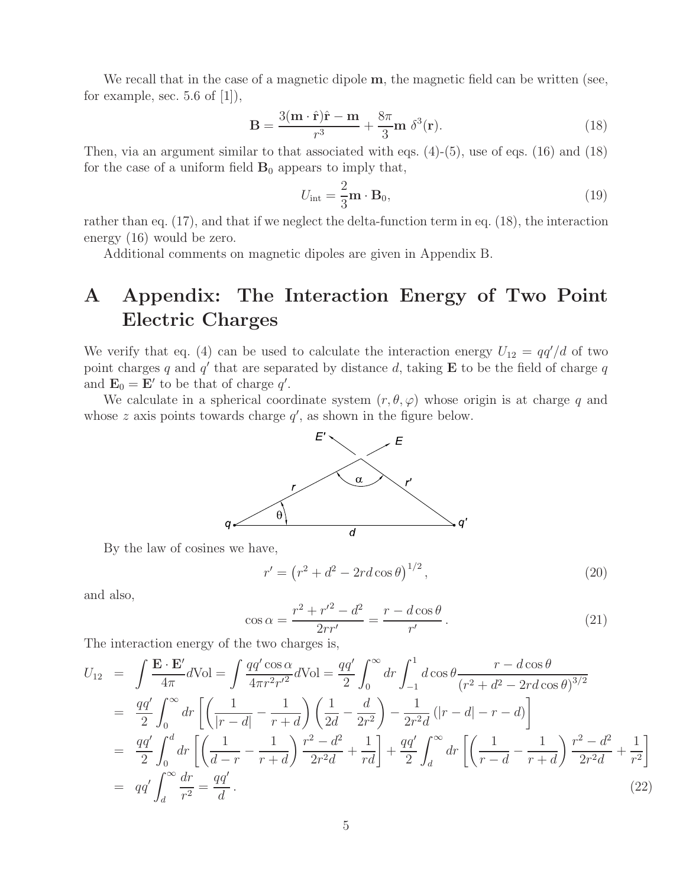We recall that in the case of a magnetic dipole $\mathbf{m}$, the magnetic field can be written (see, for example, sec. 5.6 of [1]),

$$\mathbf{B} = \frac{3(\mathbf{m}\cdot\hat{\mathbf{r}})\hat{\mathbf{r}} - \mathbf{m}}{r^3} + \frac{8\pi}{3}\mathbf{m}\,\delta^3(\mathbf{r}). \tag{18}$$

Then, via an argument similar to that associated with eqs. (4)-(5), use of eqs. (16) and (18) for the case of a uniform field $\mathbf{B}_0$ appears to imply that,

$$U_{\rm int} = \frac{2}{3}\mathbf{m}\cdot\mathbf{B}_0, \tag{19}$$

rather than eq. (17), and that if we neglect the delta-function term in eq. (18), the interaction energy (16) would be zero.

Additional comments on magnetic dipoles are given in Appendix B.

# A Appendix: The Interaction Energy of Two Point Electric Charges

We verify that eq. (4) can be used to calculate the interaction energy $U_{12} = qq'/d$ of two point charges $q$ and $q'$ that are separated by distance $d$, taking $\mathbf{E}$ to be the field of charge $q$ and $\mathbf{E}_0 = \mathbf{E}'$ to be that of charge $q'$.

We calculate in a spherical coordinate system $(r, \theta, \varphi)$ whose origin is at charge $q$ and whose $z$ axis points towards charge $q'$, as shown in the figure below.

By the law of cosines we have,

$$r' = \left(r^2 + d^2 - 2rd\cos\theta\right)^{1/2}, \tag{20}$$

and also,

$$\cos\alpha = \frac{r^2 + r'^2 - d^2}{2rr'} = \frac{r - d\cos\theta}{r'}\,. \tag{21}$$

The interaction energy of the two charges is,

$$\begin{aligned}
U_{12} &= \int \frac{\mathbf{E}\cdot\mathbf{E}'}{4\pi} d\mathrm{Vol} = \int \frac{qq'\cos\alpha}{4\pi r^2 r'^2} d\mathrm{Vol} = \frac{qq'}{2}\int_0^\infty dr \int_{-1}^{1} d\cos\theta \frac{r - d\cos\theta}{(r^2 + d^2 - 2rd\cos\theta)^{3/2}} \\
&= \frac{qq'}{2}\int_0^\infty dr \left[\left(\frac{1}{|r-d|} - \frac{1}{r+d}\right)\left(\frac{1}{2d} - \frac{d}{2r^2}\right) - \frac{1}{2r^2 d}\left(|r-d| - r - d\right)\right] \\
&= \frac{qq'}{2}\int_0^d dr \left[\left(\frac{1}{d-r} - \frac{1}{r+d}\right)\frac{r^2 - d^2}{2r^2 d} + \frac{1}{rd}\right] + \frac{qq'}{2}\int_d^\infty dr \left[\left(\frac{1}{r-d} - \frac{1}{r+d}\right)\frac{r^2 - d^2}{2r^2 d} + \frac{1}{r^2}\right] \\
&= qq'\int_d^\infty \frac{dr}{r^2} = \frac{qq'}{d}\,.
\end{aligned} \tag{22}$$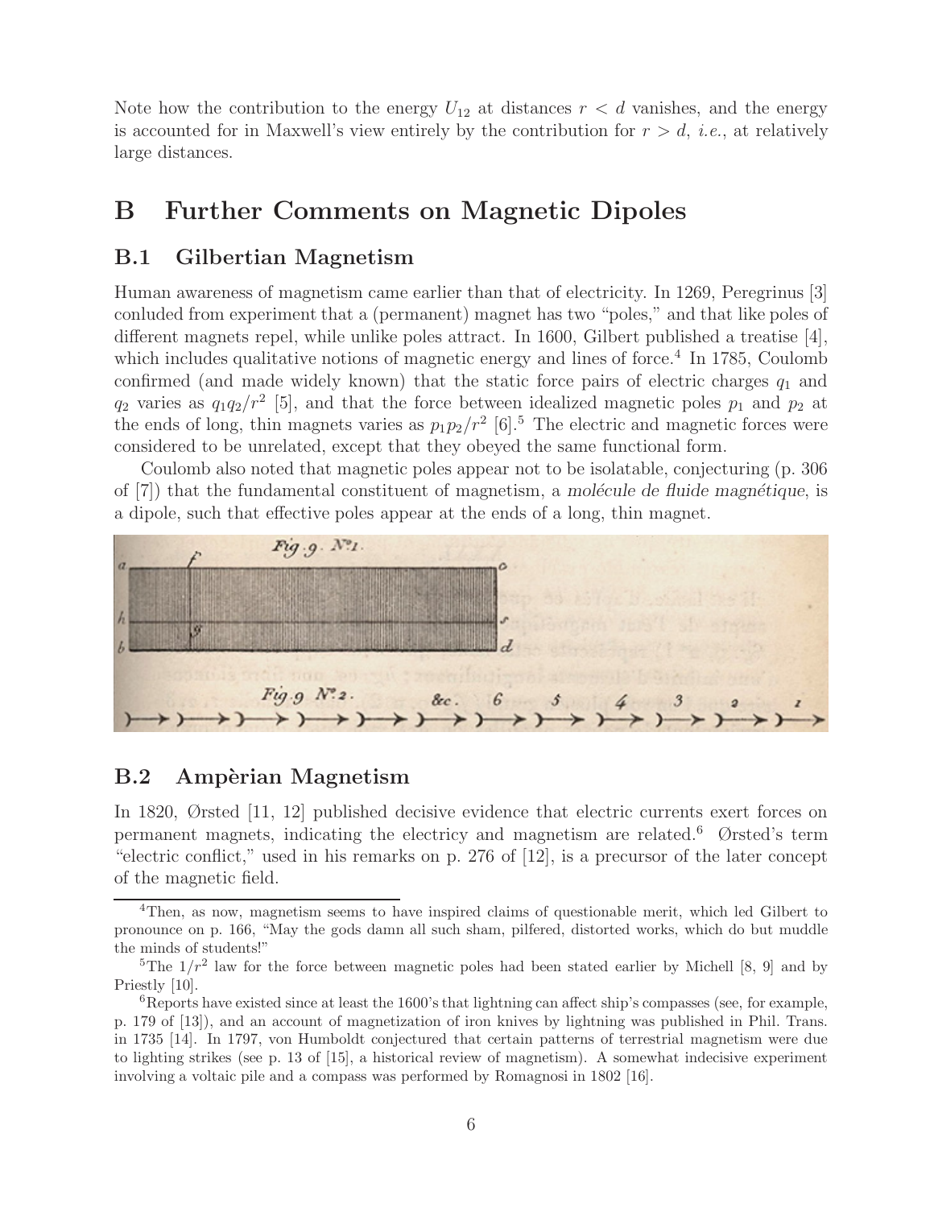Note how the contribution to the energy $U_{12}$ at distances $r < d$ vanishes, and the energy is accounted for in Maxwell's view entirely by the contribution for $r > d$, *i.e.*, at relatively large distances.

# B Further Comments on Magnetic Dipoles

## B.1 Gilbertian Magnetism

Human awareness of magnetism came earlier than that of electricity. In 1269, Peregrinus [3] conluded from experiment that a (permanent) magnet has two "poles," and that like poles of different magnets repel, while unlike poles attract. In 1600, Gilbert published a treatise [4], which includes qualitative notions of magnetic energy and lines of force.[4] In 1785, Coulomb confirmed (and made widely known) that the static force pairs of electric charges $q_1$ and $q_2$ varies as $q_1 q_2 / r^2$ [5], and that the force between idealized magnetic poles $p_1$ and $p_2$ at the ends of long, thin magnets varies as $p_1 p_2 / r^2$ [6].[5] The electric and magnetic forces were considered to be unrelated, except that they obeyed the same functional form.

Coulomb also noted that magnetic poles appear not to be isolatable, conjecturing (p. 306 of [7]) that the fundamental constituent of magnetism, a *molécule de fluide magnétique*, is a dipole, such that effective poles appear at the ends of a long, thin magnet.

## B.2 Ampèrian Magnetism

In 1820, Ørsted [11, 12] published decisive evidence that electric currents exert forces on permanent magnets, indicating the electricy and magnetism are related.[6] Ørsted's term "electric conflict," used in his remarks on p. 276 of [12], is a precursor of the later concept of the magnetic field.

---

[4] Then, as now, magnetism seems to have inspired claims of questionable merit, which led Gilbert to pronounce on p. 166, "May the gods damn all such sham, pilfered, distorted works, which do but muddle the minds of students!"

[5] The $1/r^2$ law for the force between magnetic poles had been stated earlier by Michell [8, 9] and by Priestly [10].

[6] Reports have existed since at least the 1600's that lightning can affect ship's compasses (see, for example, p. 179 of [13]), and an account of magnetization of iron knives by lightning was published in Phil. Trans. in 1735 [14]. In 1797, von Humboldt conjectured that certain patterns of terrestrial magnetism were due to lighting strikes (see p. 13 of [15], a historical review of magnetism). A somewhat indecisive experiment involving a voltaic pile and a compass was performed by Romagnosi in 1802 [16].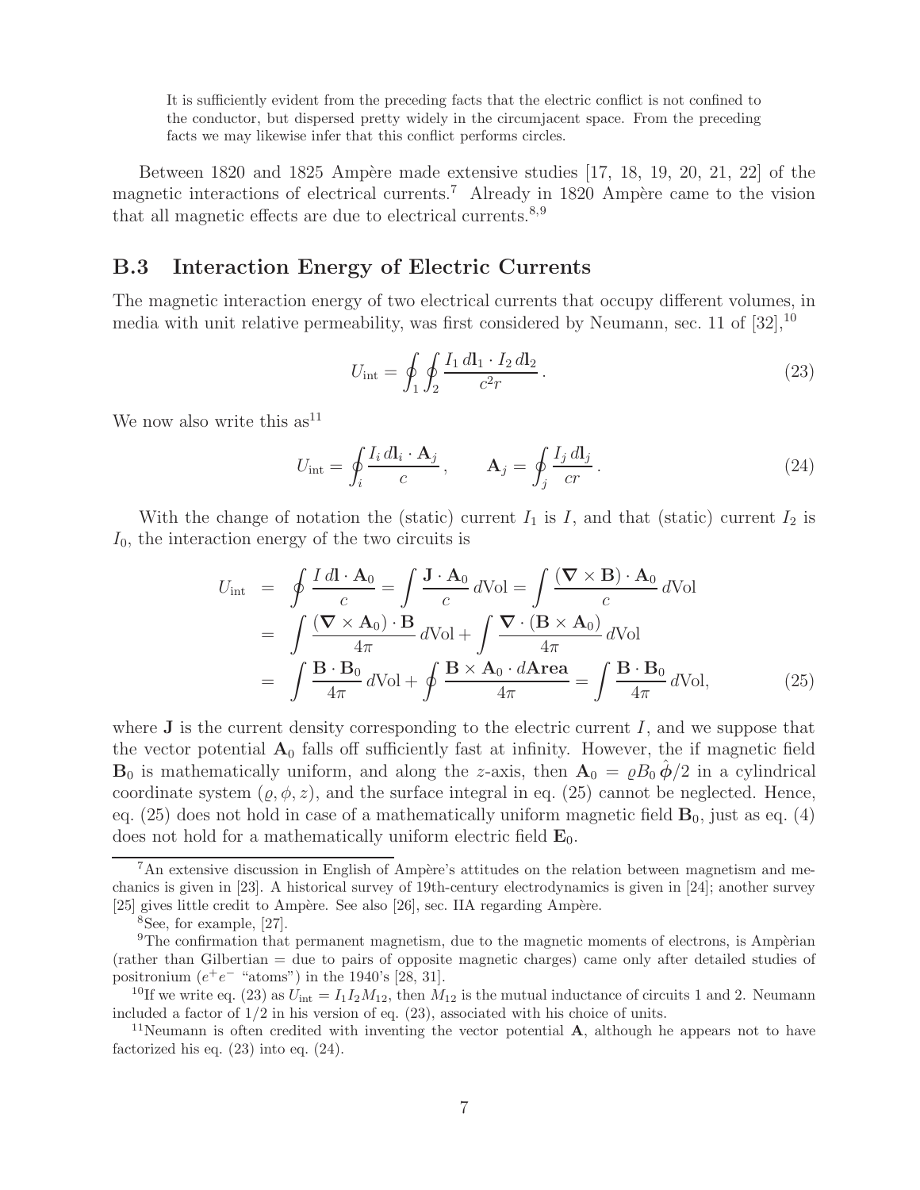> It is sufficiently evident from the preceding facts that the electric conflict is not confined to the conductor, but dispersed pretty widely in the circumjacent space. From the preceding facts we may likewise infer that this conflict performs circles.

Between 1820 and 1825 Ampère made extensive studies [17, 18, 19, 20, 21, 22] of the magnetic interactions of electrical currents.[7] Already in 1820 Ampère came to the vision that all magnetic effects are due to electrical currents.[8,9]

## B.3 Interaction Energy of Electric Currents

The magnetic interaction energy of two electrical currents that occupy different volumes, in media with unit relative permeability, was first considered by Neumann, sec. 11 of [32],[10]

$$U_{\rm int} = \oint_1 \oint_2 \frac{I_1\, d\mathbf{l}_1 \cdot I_2\, d\mathbf{l}_2}{c^2 r} \,. \tag{23}$$

We now also write this as[11]

$$U_{\rm int} = \oint_i \frac{I_i\, d\mathbf{l}_i \cdot \mathbf{A}_j}{c} \,, \qquad \mathbf{A}_j = \oint_j \frac{I_j\, d\mathbf{l}_j}{cr} \,. \tag{24}$$

With the change of notation the (static) current $I_1$ is $I$, and that (static) current $I_2$ is $I_0$, the interaction energy of the two circuits is

$$\begin{aligned}
U_{\rm int} &= \oint \frac{I\, d\mathbf{l} \cdot \mathbf{A}_0}{c} = \int \frac{\mathbf{J} \cdot \mathbf{A}_0}{c}\, d\mathrm{Vol} = \int \frac{(\boldsymbol{\nabla} \times \mathbf{B}) \cdot \mathbf{A}_0}{c}\, d\mathrm{Vol} \\
&= \int \frac{(\boldsymbol{\nabla} \times \mathbf{A}_0) \cdot \mathbf{B}}{4\pi}\, d\mathrm{Vol} + \int \frac{\boldsymbol{\nabla} \cdot (\mathbf{B} \times \mathbf{A}_0)}{4\pi}\, d\mathrm{Vol} \\
&= \int \frac{\mathbf{B} \cdot \mathbf{B}_0}{4\pi}\, d\mathrm{Vol} + \oint \frac{\mathbf{B} \times \mathbf{A}_0 \cdot d\mathbf{Area}}{4\pi} = \int \frac{\mathbf{B} \cdot \mathbf{B}_0}{4\pi}\, d\mathrm{Vol},
\end{aligned} \tag{25}$$

where $\mathbf{J}$ is the current density corresponding to the electric current $I$, and we suppose that the vector potential $\mathbf{A}_0$ falls off sufficiently fast at infinity. However, the if magnetic field $\mathbf{B}_0$ is mathematically uniform, and along the $z$-axis, then $\mathbf{A}_0 = \varrho B_0\, \hat{\boldsymbol{\phi}}/2$ in a cylindrical coordinate system $(\varrho, \phi, z)$, and the surface integral in eq. (25) cannot be neglected. Hence, eq. (25) does not hold in case of a mathematically uniform magnetic field $\mathbf{B}_0$, just as eq. (4) does not hold for a mathematically uniform electric field $\mathbf{E}_0$.

---

[7] An extensive discussion in English of Ampère's attitudes on the relation between magnetism and mechanics is given in [23]. A historical survey of 19th-century electrodynamics is given in [24]; another survey [25] gives little credit to Ampère. See also [26], sec. IIA regarding Ampère.

[8] See, for example, [27].

[9] The confirmation that permanent magnetism, due to the magnetic moments of electrons, is Ampèrian (rather than Gilbertian = due to pairs of opposite magnetic charges) came only after detailed studies of positronium ($e^+e^-$ "atoms") in the 1940's [28, 31].

[10] If we write eq. (23) as $U_{\rm int} = I_1 I_2 M_{12}$, then $M_{12}$ is the mutual inductance of circuits 1 and 2. Neumann included a factor of 1/2 in his version of eq. (23), associated with his choice of units.

[11] Neumann is often credited with inventing the vector potential $\mathbf{A}$, although he appears not to have factorized his eq. (23) into eq. (24).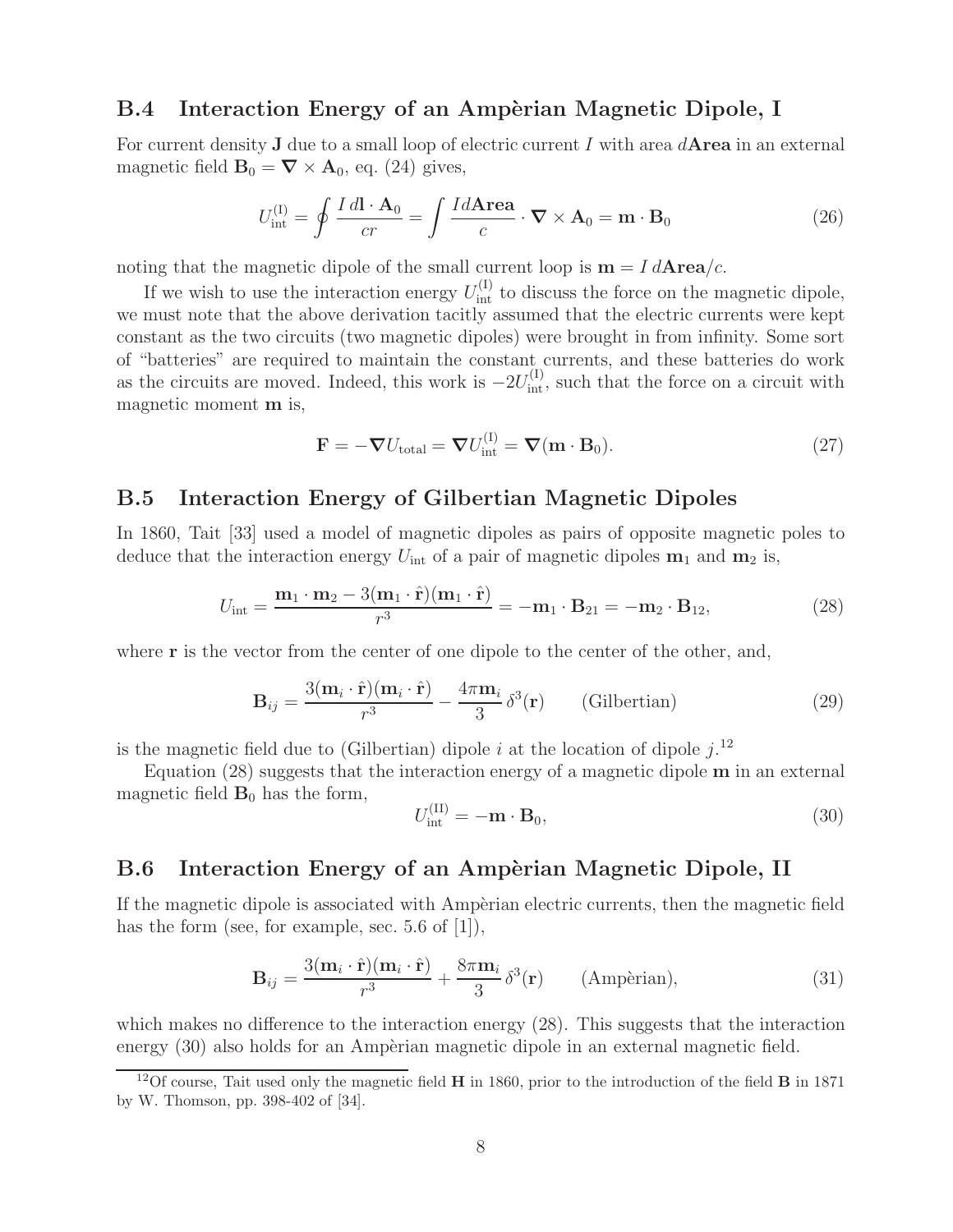## B.4 Interaction Energy of an Ampèrian Magnetic Dipole, I

For current density $\mathbf{J}$ due to a small loop of electric current $I$ with area $d\mathbf{Area}$ in an external magnetic field $\mathbf{B}_0 = \boldsymbol{\nabla} \times \mathbf{A}_0$, eq. (24) gives,

$$U_{\rm int}^{\rm (I)} = \oint \frac{I\, d\mathbf{l} \cdot \mathbf{A}_0}{cr} = \int \frac{I d\mathbf{Area}}{c} \cdot \boldsymbol{\nabla} \times \mathbf{A}_0 = \mathbf{m} \cdot \mathbf{B}_0 \tag{26}$$

noting that the magnetic dipole of the small current loop is $\mathbf{m} = I\, d\mathbf{Area}/c$.

If we wish to use the interaction energy $U_{\rm int}^{\rm (I)}$ to discuss the force on the magnetic dipole, we must note that the above derivation tacitly assumed that the electric currents were kept constant as the two circuits (two magnetic dipoles) were brought in from infinity. Some sort of "batteries" are required to maintain the constant currents, and these batteries do work as the circuits are moved. Indeed, this work is $-2U_{\rm int}^{\rm (I)}$, such that the force on a circuit with magnetic moment $\mathbf{m}$ is,

$$\mathbf{F} = -\boldsymbol{\nabla} U_{\rm total} = \boldsymbol{\nabla} U_{\rm int}^{\rm (I)} = \boldsymbol{\nabla}(\mathbf{m} \cdot \mathbf{B}_0). \tag{27}$$

## B.5 Interaction Energy of Gilbertian Magnetic Dipoles

In 1860, Tait [33] used a model of magnetic dipoles as pairs of opposite magnetic poles to deduce that the interaction energy $U_{\rm int}$ of a pair of magnetic dipoles $\mathbf{m}_1$ and $\mathbf{m}_2$ is,

$$U_{\rm int} = \frac{\mathbf{m}_1 \cdot \mathbf{m}_2 - 3(\mathbf{m}_1 \cdot \hat{\mathbf{r}})(\mathbf{m}_1 \cdot \hat{\mathbf{r}})}{r^3} = -\mathbf{m}_1 \cdot \mathbf{B}_{21} = -\mathbf{m}_2 \cdot \mathbf{B}_{12}, \tag{28}$$

where $\mathbf{r}$ is the vector from the center of one dipole to the center of the other, and,

$$\mathbf{B}_{ij} = \frac{3(\mathbf{m}_i \cdot \hat{\mathbf{r}})(\mathbf{m}_i \cdot \hat{\mathbf{r}})}{r^3} - \frac{4\pi \mathbf{m}_i}{3}\, \delta^3(\mathbf{r}) \qquad \text{(Gilbertian)} \tag{29}$$

is the magnetic field due to (Gilbertian) dipole $i$ at the location of dipole $j$.[12]

Equation (28) suggests that the interaction energy of a magnetic dipole $\mathbf{m}$ in an external magnetic field $\mathbf{B}_0$ has the form,

$$U_{\rm int}^{\rm (II)} = -\mathbf{m} \cdot \mathbf{B}_0, \tag{30}$$

## B.6 Interaction Energy of an Ampèrian Magnetic Dipole, II

If the magnetic dipole is associated with Ampèrian electric currents, then the magnetic field has the form (see, for example, sec. 5.6 of [1]),

$$\mathbf{B}_{ij} = \frac{3(\mathbf{m}_i \cdot \hat{\mathbf{r}})(\mathbf{m}_i \cdot \hat{\mathbf{r}})}{r^3} + \frac{8\pi \mathbf{m}_i}{3}\, \delta^3(\mathbf{r}) \qquad \text{(Ampèrian)}, \tag{31}$$

which makes no difference to the interaction energy (28). This suggests that the interaction energy (30) also holds for an Ampèrian magnetic dipole in an external magnetic field.

[12] Of course, Tait used only the magnetic field $\mathbf{H}$ in 1860, prior to the introduction of the field $\mathbf{B}$ in 1871 by W. Thomson, pp. 398-402 of [34].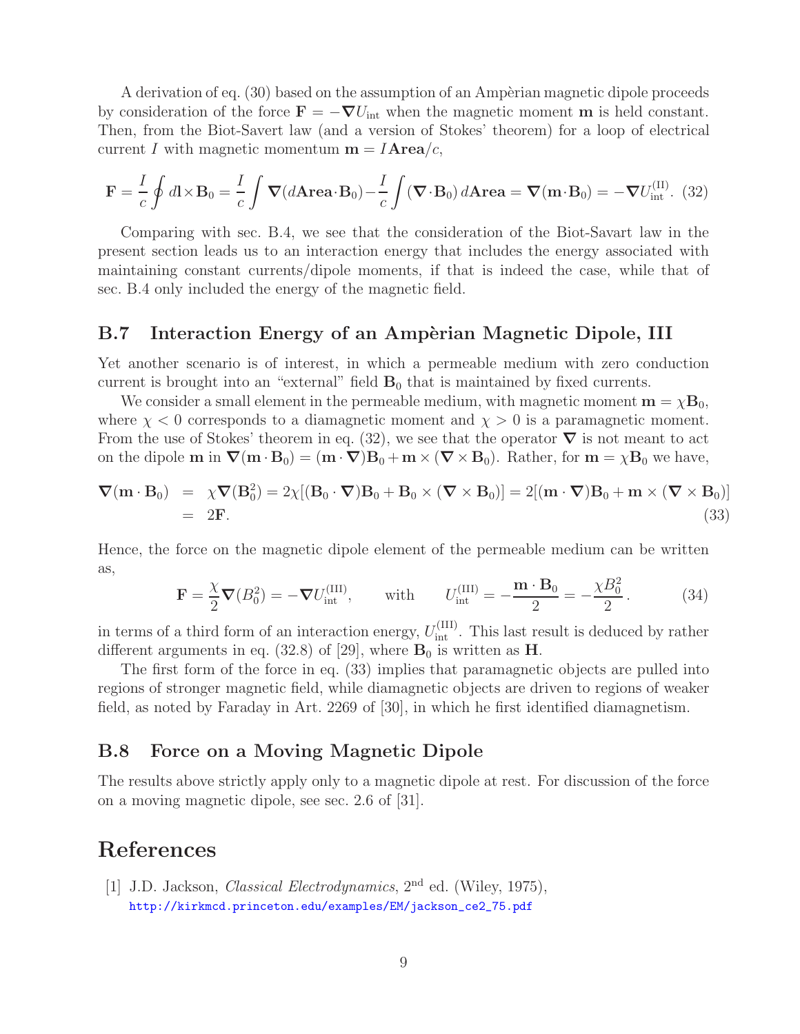A derivation of eq. (30) based on the assumption of an Ampèrian magnetic dipole proceeds by consideration of the force $\mathbf{F} = -\boldsymbol{\nabla} U_{\rm int}$ when the magnetic moment $\mathbf{m}$ is held constant. Then, from the Biot-Savert law (and a version of Stokes' theorem) for a loop of electrical current $I$ with magnetic momentum $\mathbf{m} = I\,\mathbf{Area}/c$,

$$\mathbf{F} = \frac{I}{c}\oint d\mathbf{l}\times\mathbf{B}_0 = \frac{I}{c}\int \boldsymbol{\nabla}(d\mathbf{Area}\cdot\mathbf{B}_0) - \frac{I}{c}\int(\boldsymbol{\nabla}\cdot\mathbf{B}_0)\,d\mathbf{Area} = \boldsymbol{\nabla}(\mathbf{m}\cdot\mathbf{B}_0) = -\boldsymbol{\nabla} U_{\rm int}^{\rm (II)}. \quad (32)$$

Comparing with sec. B.4, we see that the consideration of the Biot-Savart law in the present section leads us to an interaction energy that includes the energy associated with maintaining constant currents/dipole moments, if that is indeed the case, while that of sec. B.4 only included the energy of the magnetic field.

## B.7 Interaction Energy of an Ampèrian Magnetic Dipole, III

Yet another scenario is of interest, in which a permeable medium with zero conduction current is brought into an "external" field $\mathbf{B}_0$ that is maintained by fixed currents.

We consider a small element in the permeable medium, with magnetic moment $\mathbf{m} = \chi\mathbf{B}_0$, where $\chi < 0$ corresponds to a diamagnetic moment and $\chi > 0$ is a paramagnetic moment. From the use of Stokes' theorem in eq. (32), we see that the operator $\boldsymbol{\nabla}$ is not meant to act on the dipole $\mathbf{m}$ in $\boldsymbol{\nabla}(\mathbf{m}\cdot\mathbf{B}_0) = (\mathbf{m}\cdot\boldsymbol{\nabla})\mathbf{B}_0 + \mathbf{m}\times(\boldsymbol{\nabla}\times\mathbf{B}_0)$. Rather, for $\mathbf{m} = \chi\mathbf{B}_0$ we have,

$$\begin{aligned}
\boldsymbol{\nabla}(\mathbf{m}\cdot\mathbf{B}_0) &= \chi\boldsymbol{\nabla}(\mathbf{B}_0^2) = 2\chi[(\mathbf{B}_0\cdot\boldsymbol{\nabla})\mathbf{B}_0 + \mathbf{B}_0\times(\boldsymbol{\nabla}\times\mathbf{B}_0)] = 2[(\mathbf{m}\cdot\boldsymbol{\nabla})\mathbf{B}_0 + \mathbf{m}\times(\boldsymbol{\nabla}\times\mathbf{B}_0)] \\
&= 2\mathbf{F}. \qquad (33)
\end{aligned}$$

Hence, the force on the magnetic dipole element of the permeable medium can be written as,

$$\mathbf{F} = \frac{\chi}{2}\boldsymbol{\nabla}(B_0^2) = -\boldsymbol{\nabla} U_{\rm int}^{\rm (III)}, \qquad \text{with} \qquad U_{\rm int}^{\rm (III)} = -\frac{\mathbf{m}\cdot\mathbf{B}_0}{2} = -\frac{\chi B_0^2}{2}. \quad (34)$$

in terms of a third form of an interaction energy, $U_{\rm int}^{\rm (III)}$. This last result is deduced by rather different arguments in eq. (32.8) of [29], where $\mathbf{B}_0$ is written as $\mathbf{H}$.

The first form of the force in eq. (33) implies that paramagnetic objects are pulled into regions of stronger magnetic field, while diamagnetic objects are driven to regions of weaker field, as noted by Faraday in Art. 2269 of [30], in which he first identified diamagnetism.

## B.8 Force on a Moving Magnetic Dipole

The results above strictly apply only to a magnetic dipole at rest. For discussion of the force on a moving magnetic dipole, see sec. 2.6 of [31].

# References

[1] J.D. Jackson, *Classical Electrodynamics*, 2nd ed. (Wiley, 1975), http://kirkmcd.princeton.edu/examples/EM/jackson_ce2_75.pdf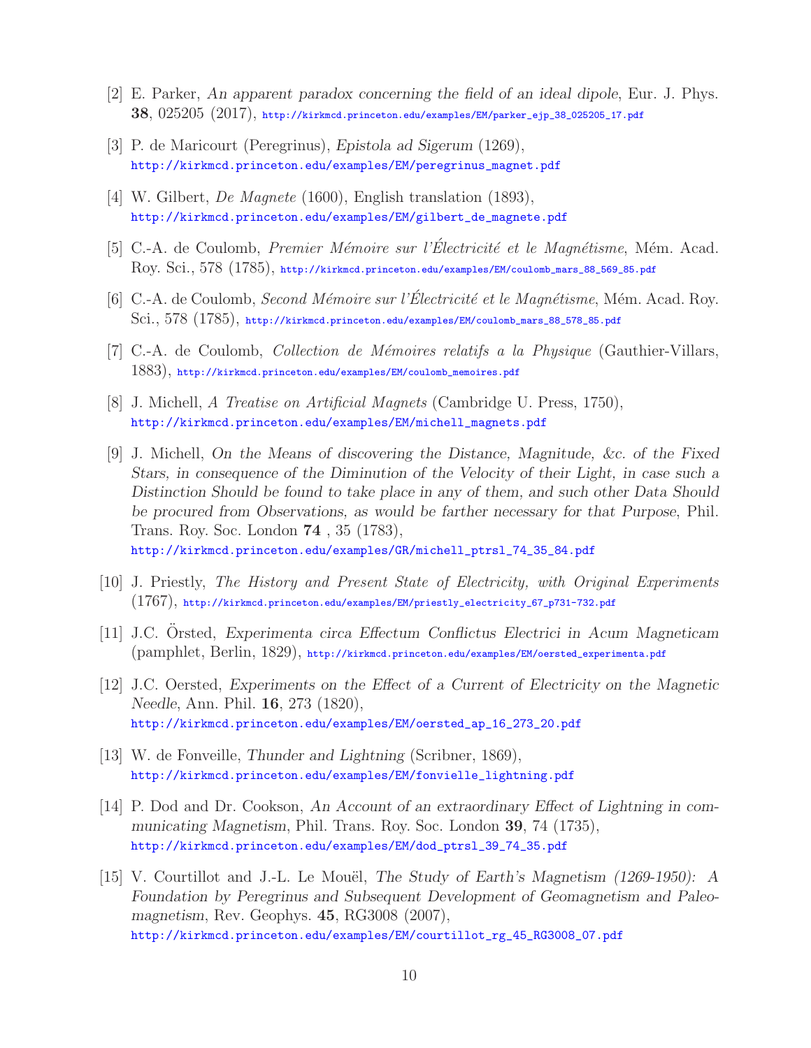[2] E. Parker, *An apparent paradox concerning the field of an ideal dipole*, Eur. J. Phys. **38**, 025205 (2017), http://kirkmcd.princeton.edu/examples/EM/parker_ejp_38_025205_17.pdf

[3] P. de Maricourt (Peregrinus), *Epistola ad Sigerum* (1269), http://kirkmcd.princeton.edu/examples/EM/peregrinus_magnet.pdf

[4] W. Gilbert, *De Magnete* (1600), English translation (1893), http://kirkmcd.princeton.edu/examples/EM/gilbert_de_magnete.pdf

[5] C.-A. de Coulomb, *Premier Mémoire sur l'Électricité et le Magnétisme*, Mém. Acad. Roy. Sci., 578 (1785), http://kirkmcd.princeton.edu/examples/EM/coulomb_mars_88_569_85.pdf

[6] C.-A. de Coulomb, *Second Mémoire sur l'Électricité et le Magnétisme*, Mém. Acad. Roy. Sci., 578 (1785), http://kirkmcd.princeton.edu/examples/EM/coulomb_mars_88_578_85.pdf

[7] C.-A. de Coulomb, *Collection de Mémoires relatifs a la Physique* (Gauthier-Villars, 1883), http://kirkmcd.princeton.edu/examples/EM/coulomb_memoires.pdf

[8] J. Michell, *A Treatise on Artificial Magnets* (Cambridge U. Press, 1750), http://kirkmcd.princeton.edu/examples/EM/michell_magnets.pdf

[9] J. Michell, *On the Means of discovering the Distance, Magnitude, &c. of the Fixed Stars, in consequence of the Diminution of the Velocity of their Light, in case such a Distinction Should be found to take place in any of them, and such other Data Should be procured from Observations, as would be farther necessary for that Purpose*, Phil. Trans. Roy. Soc. London **74** , 35 (1783), http://kirkmcd.princeton.edu/examples/GR/michell_ptrsl_74_35_84.pdf

[10] J. Priestly, *The History and Present State of Electricity, with Original Experiments* (1767), http://kirkmcd.princeton.edu/examples/EM/priestly_electricity_67_p731-732.pdf

[11] J.C. Örsted, *Experimenta circa Effectum Conflictus Electrici in Acum Magneticam* (pamphlet, Berlin, 1829), http://kirkmcd.princeton.edu/examples/EM/oersted_experimenta.pdf

[12] J.C. Oersted, *Experiments on the Effect of a Current of Electricity on the Magnetic Needle*, Ann. Phil. **16**, 273 (1820), http://kirkmcd.princeton.edu/examples/EM/oersted_ap_16_273_20.pdf

[13] W. de Fonveille, *Thunder and Lightning* (Scribner, 1869), http://kirkmcd.princeton.edu/examples/EM/fonvielle_lightning.pdf

[14] P. Dod and Dr. Cookson, *An Account of an extraordinary Effect of Lightning in communicating Magnetism*, Phil. Trans. Roy. Soc. London **39**, 74 (1735), http://kirkmcd.princeton.edu/examples/EM/dod_ptrsl_39_74_35.pdf

[15] V. Courtillot and J.-L. Le Mouël, *The Study of Earth's Magnetism (1269-1950): A Foundation by Peregrinus and Subsequent Development of Geomagnetism and Paleomagnetism*, Rev. Geophys. **45**, RG3008 (2007), http://kirkmcd.princeton.edu/examples/EM/courtillot_rg_45_RG3008_07.pdf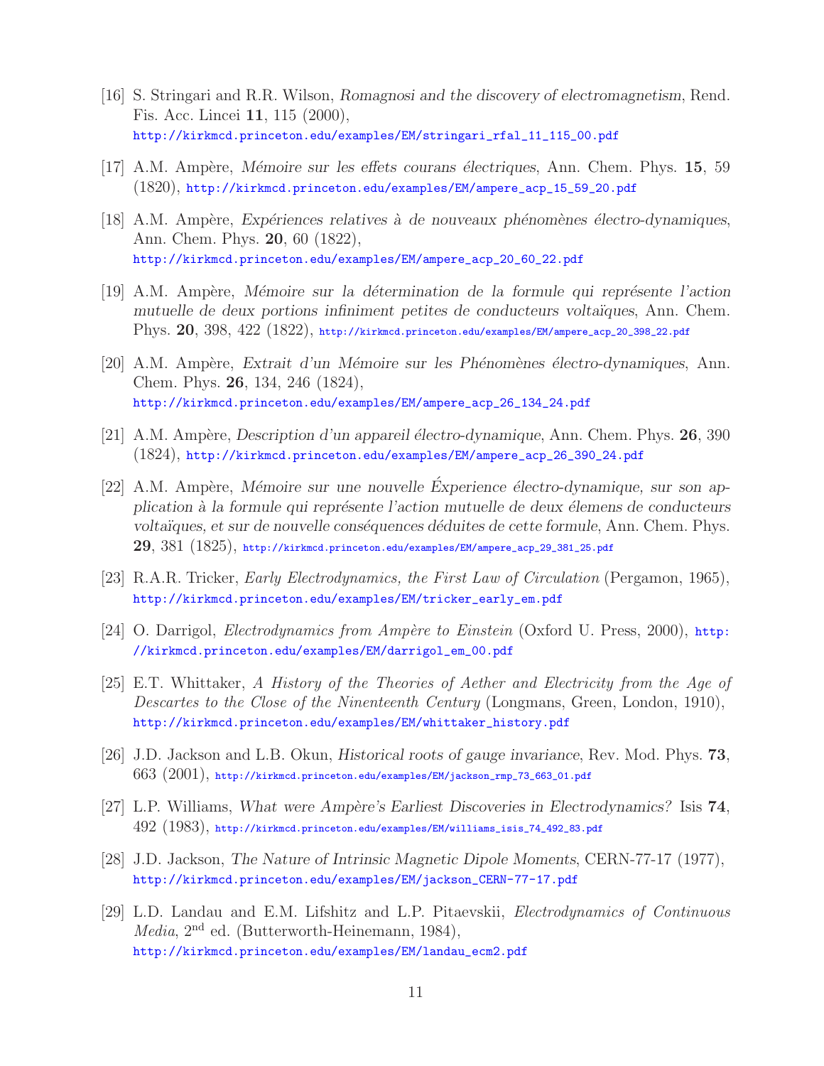[16] S. Stringari and R.R. Wilson, *Romagnosi and the discovery of electromagnetism*, Rend. Fis. Acc. Lincei **11**, 115 (2000), http://kirkmcd.princeton.edu/examples/EM/stringari_rfal_11_115_00.pdf

[17] A.M. Ampère, *Mémoire sur les effets courans électriques*, Ann. Chem. Phys. **15**, 59 (1820), http://kirkmcd.princeton.edu/examples/EM/ampere_acp_15_59_20.pdf

[18] A.M. Ampère, *Expériences relatives à de nouveaux phénomènes électro-dynamiques*, Ann. Chem. Phys. **20**, 60 (1822), http://kirkmcd.princeton.edu/examples/EM/ampere_acp_20_60_22.pdf

[19] A.M. Ampère, *Mémoire sur la détermination de la formule qui représente l'action mutuelle de deux portions infiniment petites de conducteurs voltaïques*, Ann. Chem. Phys. **20**, 398, 422 (1822), http://kirkmcd.princeton.edu/examples/EM/ampere_acp_20_398_22.pdf

[20] A.M. Ampère, *Extrait d'un Mémoire sur les Phénomènes électro-dynamiques*, Ann. Chem. Phys. **26**, 134, 246 (1824), http://kirkmcd.princeton.edu/examples/EM/ampere_acp_26_134_24.pdf

[21] A.M. Ampère, *Description d'un appareil électro-dynamique*, Ann. Chem. Phys. **26**, 390 (1824), http://kirkmcd.princeton.edu/examples/EM/ampere_acp_26_390_24.pdf

[22] A.M. Ampère, *Mémoire sur une nouvelle Éxperience électro-dynamique, sur son application à la formule qui représente l'action mutuelle de deux élemens de conducteurs voltaïques, et sur de nouvelle conséquences déduites de cette formule*, Ann. Chem. Phys. **29**, 381 (1825), http://kirkmcd.princeton.edu/examples/EM/ampere_acp_29_381_25.pdf

[23] R.A.R. Tricker, *Early Electrodynamics, the First Law of Circulation* (Pergamon, 1965), http://kirkmcd.princeton.edu/examples/EM/tricker_early_em.pdf

[24] O. Darrigol, *Electrodynamics from Ampère to Einstein* (Oxford U. Press, 2000), http://kirkmcd.princeton.edu/examples/EM/darrigol_em_00.pdf

[25] E.T. Whittaker, *A History of the Theories of Aether and Electricity from the Age of Descartes to the Close of the Ninenteenth Century* (Longmans, Green, London, 1910), http://kirkmcd.princeton.edu/examples/EM/whittaker_history.pdf

[26] J.D. Jackson and L.B. Okun, *Historical roots of gauge invariance*, Rev. Mod. Phys. **73**, 663 (2001), http://kirkmcd.princeton.edu/examples/EM/jackson_rmp_73_663_01.pdf

[27] L.P. Williams, *What were Ampère's Earliest Discoveries in Electrodynamics?* Isis **74**, 492 (1983), http://kirkmcd.princeton.edu/examples/EM/williams_isis_74_492_83.pdf

[28] J.D. Jackson, *The Nature of Intrinsic Magnetic Dipole Moments*, CERN-77-17 (1977), http://kirkmcd.princeton.edu/examples/EM/jackson_CERN-77-17.pdf

[29] L.D. Landau and E.M. Lifshitz and L.P. Pitaevskii, *Electrodynamics of Continuous Media*, 2nd ed. (Butterworth-Heinemann, 1984), http://kirkmcd.princeton.edu/examples/EM/landau_ecm2.pdf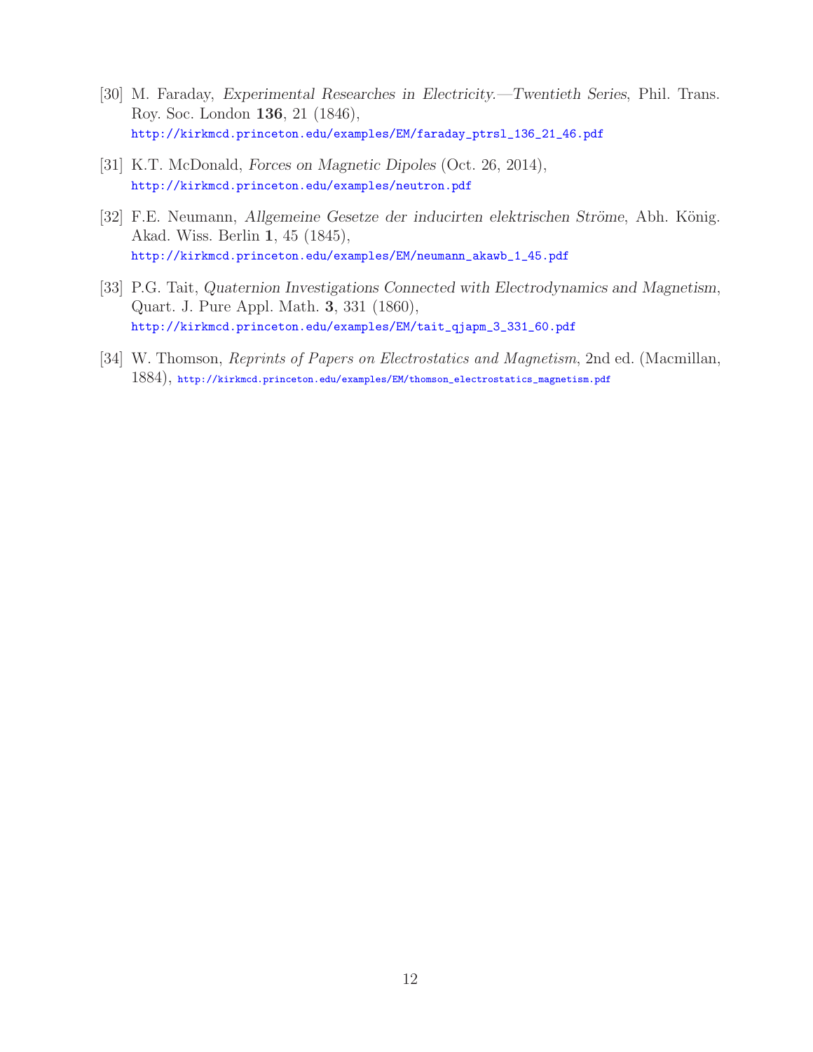[30] M. Faraday, *Experimental Researches in Electricity.—Twentieth Series*, Phil. Trans. Roy. Soc. London **136**, 21 (1846),
http://kirkmcd.princeton.edu/examples/EM/faraday_ptrsl_136_21_46.pdf

[31] K.T. McDonald, *Forces on Magnetic Dipoles* (Oct. 26, 2014),
http://kirkmcd.princeton.edu/examples/neutron.pdf

[32] F.E. Neumann, *Allgemeine Gesetze der inducirten elektrischen Ströme*, Abh. König. Akad. Wiss. Berlin **1**, 45 (1845),
http://kirkmcd.princeton.edu/examples/EM/neumann_akawb_1_45.pdf

[33] P.G. Tait, *Quaternion Investigations Connected with Electrodynamics and Magnetism*, Quart. J. Pure Appl. Math. **3**, 331 (1860),
http://kirkmcd.princeton.edu/examples/EM/tait_qjapm_3_331_60.pdf

[34] W. Thomson, *Reprints of Papers on Electrostatics and Magnetism*, 2nd ed. (Macmillan, 1884), http://kirkmcd.princeton.edu/examples/EM/thomson_electrostatics_magnetism.pdf